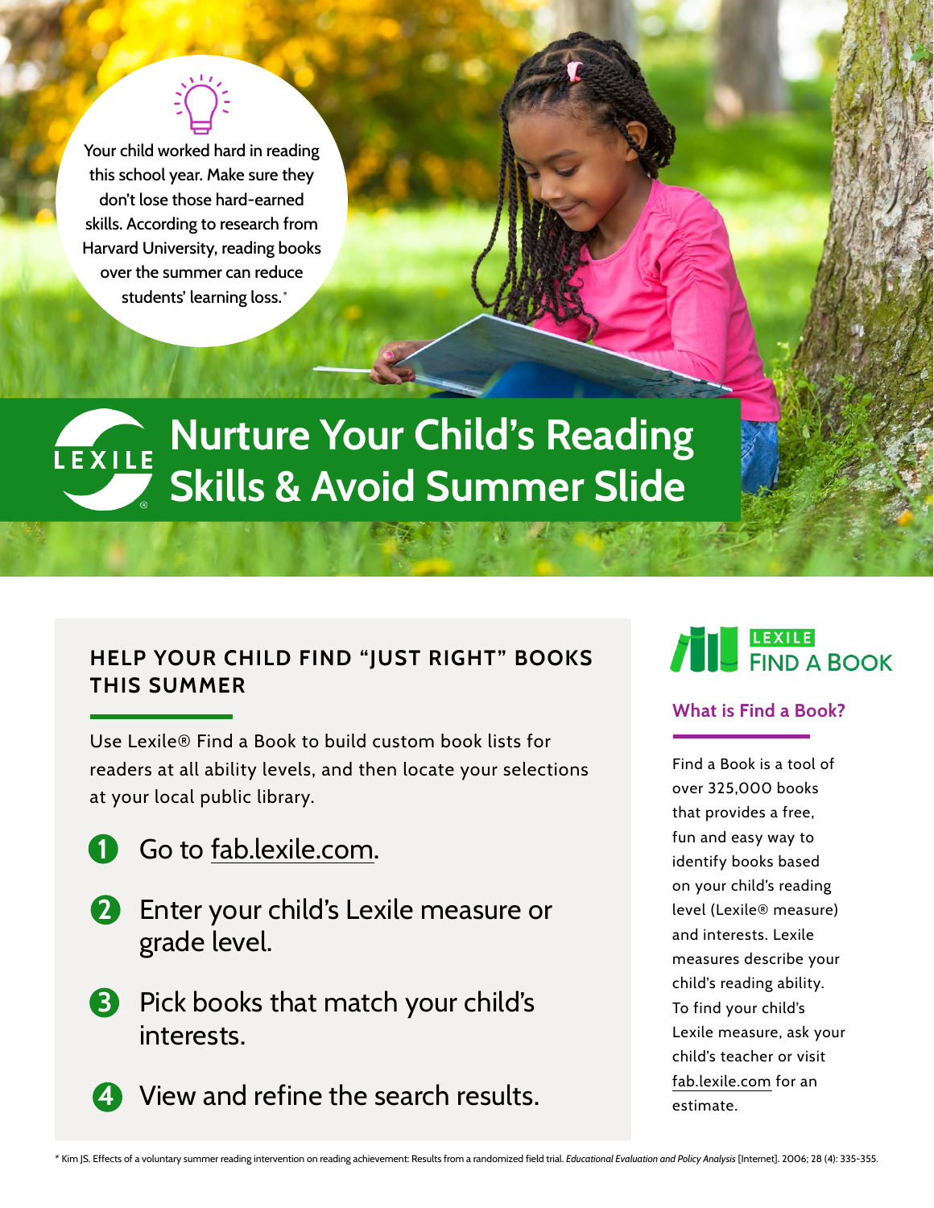Your child worked hard in reading this school year. Make sure they don't lose those hard-earned skills. According to research from Harvard University, reading books over the summer can reduce students' learning loss.*

# Nurture Your Child's Reading Skills & Avoid Summer Slide

## HELP YOUR CHILD FIND "JUST RIGHT" BOOKS THIS SUMMER

Use Lexile® Find a Book to build custom book lists for readers at all ability levels, and then locate your selections at your local public library.

1. Go to fab.lexile.com.
2. Enter your child's Lexile measure or grade level.
3. Pick books that match your child's interests.
4. View and refine the search results.

## LEXILE FIND A BOOK

### What is Find a Book?

Find a Book is a tool of over 325,000 books that provides a free, fun and easy way to identify books based on your child's reading level (Lexile® measure) and interests. Lexile measures describe your child's reading ability. To find your child's Lexile measure, ask your child's teacher or visit fab.lexile.com for an estimate.

* Kim JS. Effects of a voluntary summer reading intervention on reading achievement: Results from a randomized field trial. *Educational Evaluation and Policy Analysis* [Internet]. 2006; 28 (4): 335-355.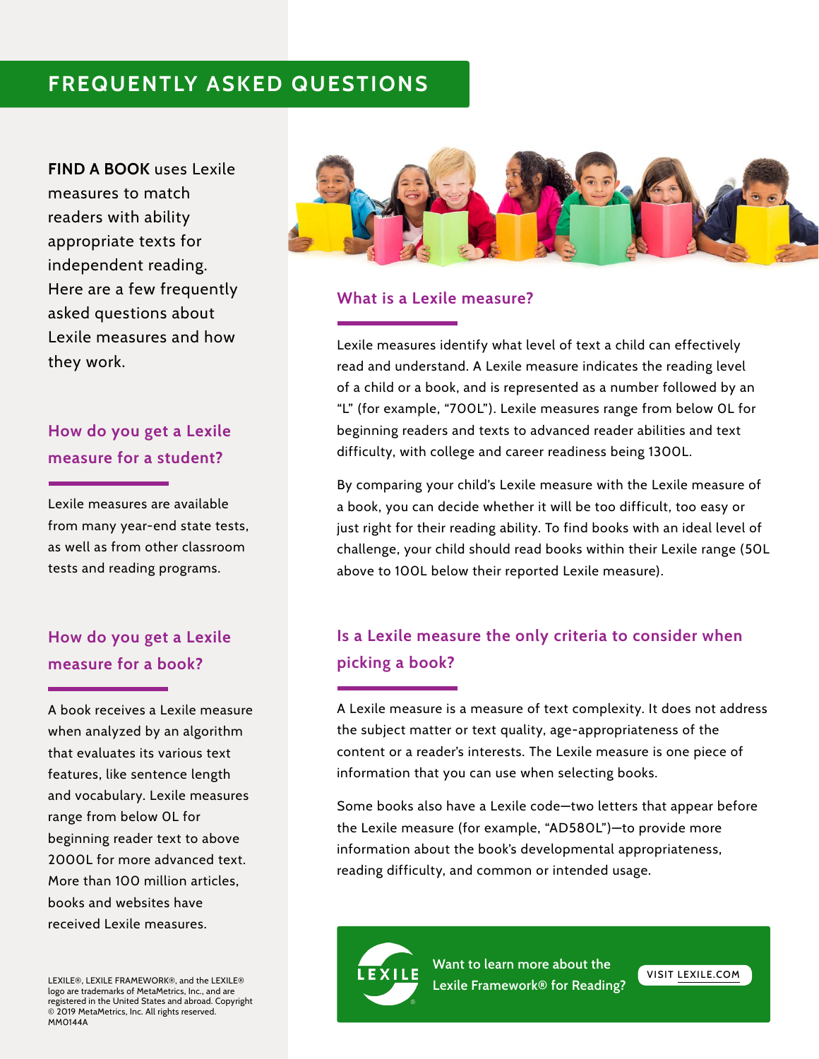# FREQUENTLY ASKED QUESTIONS

**FIND A BOOK** uses Lexile measures to match readers with ability appropriate texts for independent reading. Here are a few frequently asked questions about Lexile measures and how they work.

## How do you get a Lexile measure for a student?

Lexile measures are available from many year-end state tests, as well as from other classroom tests and reading programs.

## How do you get a Lexile measure for a book?

A book receives a Lexile measure when analyzed by an algorithm that evaluates its various text features, like sentence length and vocabulary. Lexile measures range from below 0L for beginning reader text to above 2000L for more advanced text. More than 100 million articles, books and websites have received Lexile measures.

## What is a Lexile measure?

Lexile measures identify what level of text a child can effectively read and understand. A Lexile measure indicates the reading level of a child or a book, and is represented as a number followed by an "L" (for example, "700L"). Lexile measures range from below 0L for beginning readers and texts to advanced reader abilities and text difficulty, with college and career readiness being 1300L.

By comparing your child's Lexile measure with the Lexile measure of a book, you can decide whether it will be too difficult, too easy or just right for their reading ability. To find books with an ideal level of challenge, your child should read books within their Lexile range (50L above to 100L below their reported Lexile measure).

## Is a Lexile measure the only criteria to consider when picking a book?

A Lexile measure is a measure of text complexity. It does not address the subject matter or text quality, age-appropriateness of the content or a reader's interests. The Lexile measure is one piece of information that you can use when selecting books.

Some books also have a Lexile code—two letters that appear before the Lexile measure (for example, "AD580L")—to provide more information about the book's developmental appropriateness, reading difficulty, and common or intended usage.

LEXILE

Want to learn more about the Lexile Framework® for Reading?

VISIT LEXILE.COM

LEXILE®, LEXILE FRAMEWORK®, and the LEXILE® logo are trademarks of MetaMetrics, Inc., and are registered in the United States and abroad. Copyright © 2019 MetaMetrics, Inc. All rights reserved. MM0144A